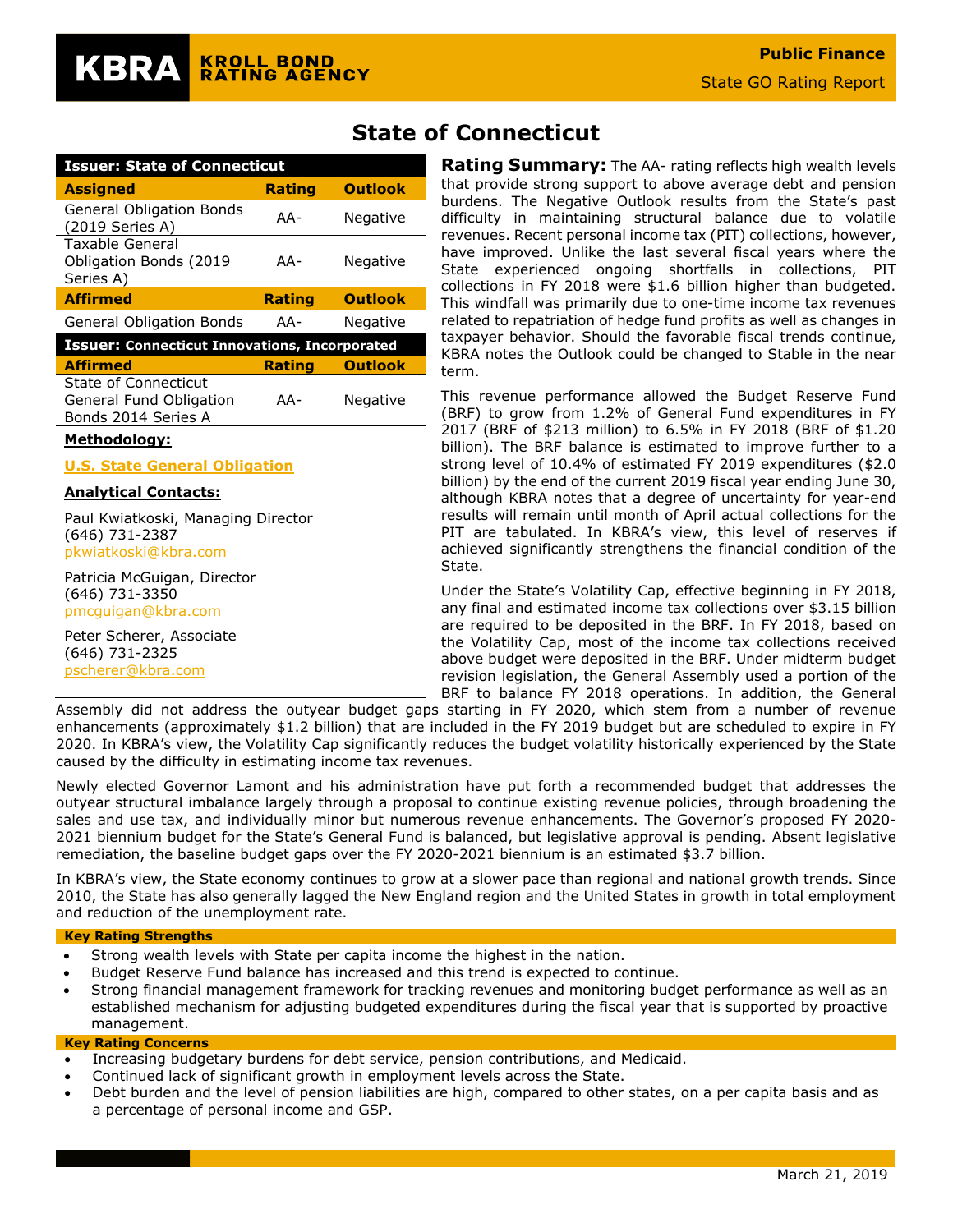# State of Connecticut

| Issuer: State of Connecticut | | |
|---|---|---|
| **Assigned** | **Rating** | **Outlook** |
| General Obligation Bonds (2019 Series A) | AA- | Negative |
| Taxable General Obligation Bonds (2019 Series A) | AA- | Negative |
| **Affirmed** | **Rating** | **Outlook** |
| General Obligation Bonds | AA- | Negative |
| **Issuer: Connecticut Innovations, Incorporated** | | |
| **Affirmed** | **Rating** | **Outlook** |
| State of Connecticut General Fund Obligation Bonds 2014 Series A | AA- | Negative |

**Methodology:**

U.S. State General Obligation

**Analytical Contacts:**

Paul Kwiatkoski, Managing Director
(646) 731-2387
pkwiatkoski@kbra.com

Patricia McGuigan, Director
(646) 731-3350
pmcguigan@kbra.com

Peter Scherer, Associate
(646) 731-2325
pscherer@kbra.com

**Rating Summary:** The AA- rating reflects high wealth levels that provide strong support to above average debt and pension burdens. The Negative Outlook results from the State's past difficulty in maintaining structural balance due to volatile revenues. Recent personal income tax (PIT) collections, however, have improved. Unlike the last several fiscal years where the State experienced ongoing shortfalls in collections, PIT collections in FY 2018 were $1.6 billion higher than budgeted. This windfall was primarily due to one-time income tax revenues related to repatriation of hedge fund profits as well as changes in taxpayer behavior. Should the favorable fiscal trends continue, KBRA notes the Outlook could be changed to Stable in the near term.

This revenue performance allowed the Budget Reserve Fund (BRF) to grow from 1.2% of General Fund expenditures in FY 2017 (BRF of $213 million) to 6.5% in FY 2018 (BRF of $1.20 billion). The BRF balance is estimated to improve further to a strong level of 10.4% of estimated FY 2019 expenditures ($2.0 billion) by the end of the current 2019 fiscal year ending June 30, although KBRA notes that a degree of uncertainty for year-end results will remain until month of April actual collections for the PIT are tabulated. In KBRA's view, this level of reserves if achieved significantly strengthens the financial condition of the State.

Under the State's Volatility Cap, effective beginning in FY 2018, any final and estimated income tax collections over $3.15 billion are required to be deposited in the BRF. In FY 2018, based on the Volatility Cap, most of the income tax collections received above budget were deposited in the BRF. Under midterm budget revision legislation, the General Assembly used a portion of the BRF to balance FY 2018 operations. In addition, the General Assembly did not address the outyear budget gaps starting in FY 2020, which stem from a number of revenue enhancements (approximately $1.2 billion) that are included in the FY 2019 budget but are scheduled to expire in FY 2020. In KBRA's view, the Volatility Cap significantly reduces the budget volatility historically experienced by the State caused by the difficulty in estimating income tax revenues.

Newly elected Governor Lamont and his administration have put forth a recommended budget that addresses the outyear structural imbalance largely through a proposal to continue existing revenue policies, through broadening the sales and use tax, and individually minor but numerous revenue enhancements. The Governor's proposed FY 2020-2021 biennium budget for the State's General Fund is balanced, but legislative approval is pending. Absent legislative remediation, the baseline budget gaps over the FY 2020-2021 biennium is an estimated $3.7 billion.

In KBRA's view, the State economy continues to grow at a slower pace than regional and national growth trends. Since 2010, the State has also generally lagged the New England region and the United States in growth in total employment and reduction of the unemployment rate.

**Key Rating Strengths**

- Strong wealth levels with State per capita income the highest in the nation.
- Budget Reserve Fund balance has increased and this trend is expected to continue.
- Strong financial management framework for tracking revenues and monitoring budget performance as well as an established mechanism for adjusting budgeted expenditures during the fiscal year that is supported by proactive management.

**Key Rating Concerns**

- Increasing budgetary burdens for debt service, pension contributions, and Medicaid.
- Continued lack of significant growth in employment levels across the State.
- Debt burden and the level of pension liabilities are high, compared to other states, on a per capita basis and as a percentage of personal income and GSP.

March 21, 2019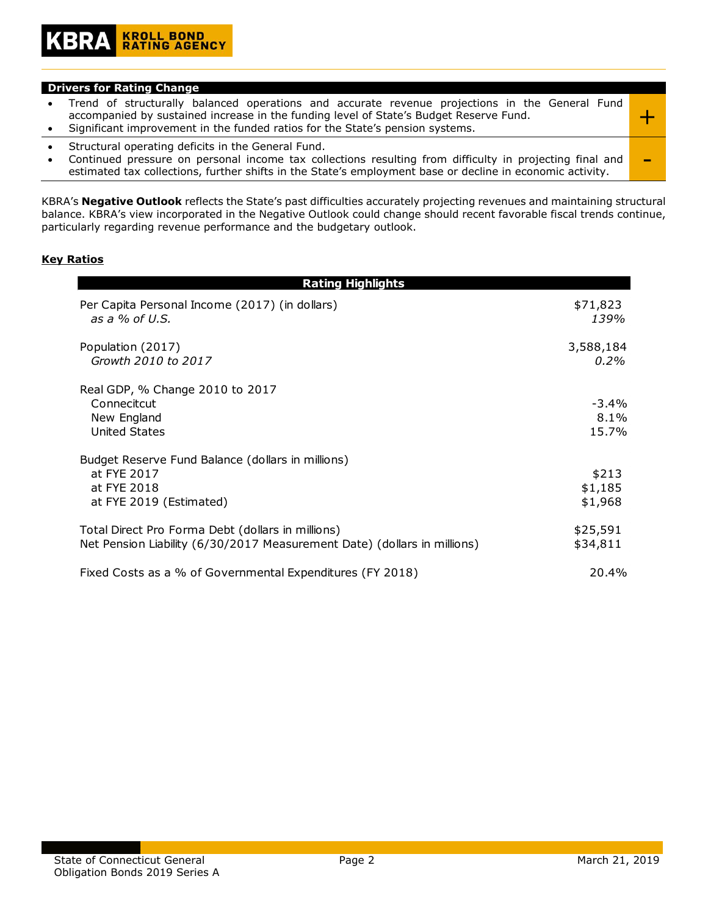## Drivers for Rating Change

| Drivers | |
|---|---|
| • Trend of structurally balanced operations and accurate revenue projections in the General Fund accompanied by sustained increase in the funding level of State's Budget Reserve Fund.<br>• Significant improvement in the funded ratios for the State's pension systems. | + |
| • Structural operating deficits in the General Fund.<br>• Continued pressure on personal income tax collections resulting from difficulty in projecting final and estimated tax collections, further shifts in the State's employment base or decline in economic activity. | - |

KBRA's **Negative Outlook** reflects the State's past difficulties accurately projecting revenues and maintaining structural balance. KBRA's view incorporated in the Negative Outlook could change should recent favorable fiscal trends continue, particularly regarding revenue performance and the budgetary outlook.

## Key Ratios

| Rating Highlights | |
|---|---|
| Per Capita Personal Income (2017) (in dollars) | $71,823 |
| *as a % of U.S.* | *139%* |
| Population (2017) | 3,588,184 |
| *Growth 2010 to 2017* | *0.2%* |
| Real GDP, % Change 2010 to 2017 | |
| Connecitcut | -3.4% |
| New England | 8.1% |
| United States | 15.7% |
| Budget Reserve Fund Balance (dollars in millions) | |
| at FYE 2017 | $213 |
| at FYE 2018 | $1,185 |
| at FYE 2019 (Estimated) | $1,968 |
| Total Direct Pro Forma Debt (dollars in millions) | $25,591 |
| Net Pension Liability (6/30/2017 Measurement Date) (dollars in millions) | $34,811 |
| Fixed Costs as a % of Governmental Expenditures (FY 2018) | 20.4% |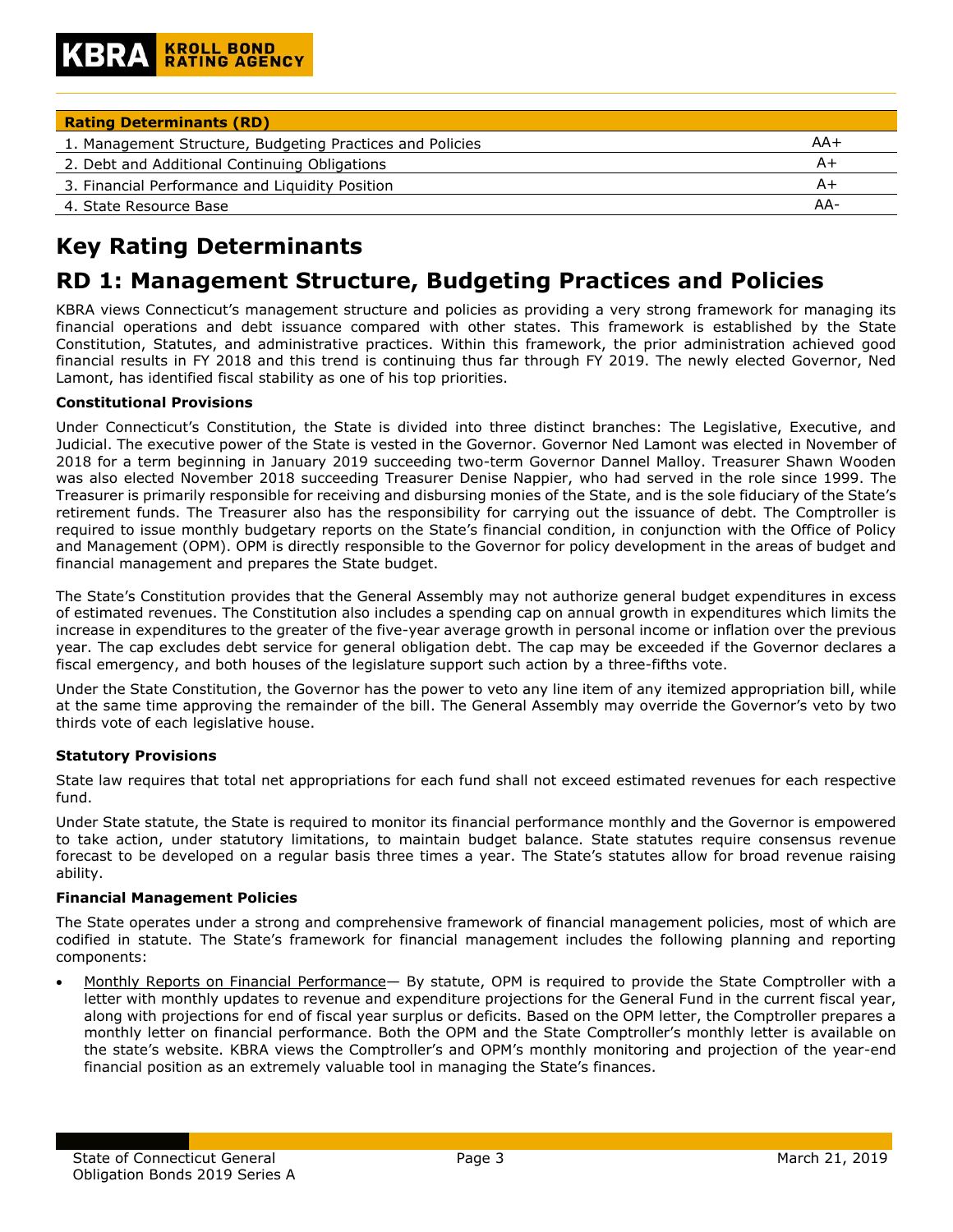| Rating Determinants (RD) | |
|---|---|
| 1. Management Structure, Budgeting Practices and Policies | AA+ |
| 2. Debt and Additional Continuing Obligations | A+ |
| 3. Financial Performance and Liquidity Position | A+ |
| 4. State Resource Base | AA- |

# Key Rating Determinants

# RD 1: Management Structure, Budgeting Practices and Policies

KBRA views Connecticut's management structure and policies as providing a very strong framework for managing its financial operations and debt issuance compared with other states. This framework is established by the State Constitution, Statutes, and administrative practices. Within this framework, the prior administration achieved good financial results in FY 2018 and this trend is continuing thus far through FY 2019. The newly elected Governor, Ned Lamont, has identified fiscal stability as one of his top priorities.

**Constitutional Provisions**

Under Connecticut's Constitution, the State is divided into three distinct branches: The Legislative, Executive, and Judicial. The executive power of the State is vested in the Governor. Governor Ned Lamont was elected in November of 2018 for a term beginning in January 2019 succeeding two-term Governor Dannel Malloy. Treasurer Shawn Wooden was also elected November 2018 succeeding Treasurer Denise Nappier, who had served in the role since 1999. The Treasurer is primarily responsible for receiving and disbursing monies of the State, and is the sole fiduciary of the State's retirement funds. The Treasurer also has the responsibility for carrying out the issuance of debt. The Comptroller is required to issue monthly budgetary reports on the State's financial condition, in conjunction with the Office of Policy and Management (OPM). OPM is directly responsible to the Governor for policy development in the areas of budget and financial management and prepares the State budget.

The State's Constitution provides that the General Assembly may not authorize general budget expenditures in excess of estimated revenues. The Constitution also includes a spending cap on annual growth in expenditures which limits the increase in expenditures to the greater of the five-year average growth in personal income or inflation over the previous year. The cap excludes debt service for general obligation debt. The cap may be exceeded if the Governor declares a fiscal emergency, and both houses of the legislature support such action by a three-fifths vote.

Under the State Constitution, the Governor has the power to veto any line item of any itemized appropriation bill, while at the same time approving the remainder of the bill. The General Assembly may override the Governor's veto by two thirds vote of each legislative house.

**Statutory Provisions**

State law requires that total net appropriations for each fund shall not exceed estimated revenues for each respective fund.

Under State statute, the State is required to monitor its financial performance monthly and the Governor is empowered to take action, under statutory limitations, to maintain budget balance. State statutes require consensus revenue forecast to be developed on a regular basis three times a year. The State's statutes allow for broad revenue raising ability.

**Financial Management Policies**

The State operates under a strong and comprehensive framework of financial management policies, most of which are codified in statute. The State's framework for financial management includes the following planning and reporting components:

- <u>Monthly Reports on Financial Performance</u>— By statute, OPM is required to provide the State Comptroller with a letter with monthly updates to revenue and expenditure projections for the General Fund in the current fiscal year, along with projections for end of fiscal year surplus or deficits. Based on the OPM letter, the Comptroller prepares a monthly letter on financial performance. Both the OPM and the State Comptroller's monthly letter is available on the state's website. KBRA views the Comptroller's and OPM's monthly monitoring and projection of the year-end financial position as an extremely valuable tool in managing the State's finances.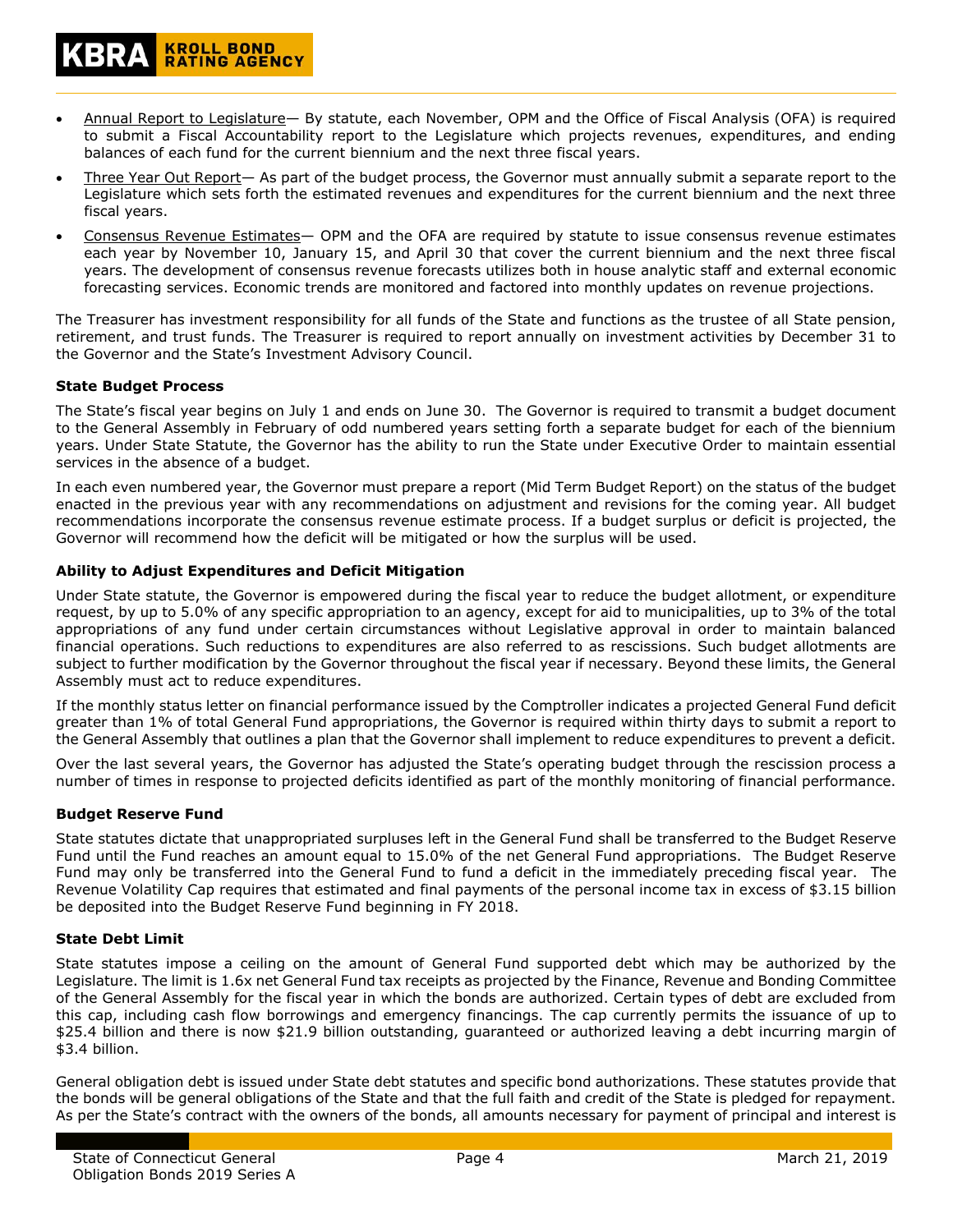- Annual Report to Legislature— By statute, each November, OPM and the Office of Fiscal Analysis (OFA) is required to submit a Fiscal Accountability report to the Legislature which projects revenues, expenditures, and ending balances of each fund for the current biennium and the next three fiscal years.
- Three Year Out Report— As part of the budget process, the Governor must annually submit a separate report to the Legislature which sets forth the estimated revenues and expenditures for the current biennium and the next three fiscal years.
- Consensus Revenue Estimates— OPM and the OFA are required by statute to issue consensus revenue estimates each year by November 10, January 15, and April 30 that cover the current biennium and the next three fiscal years. The development of consensus revenue forecasts utilizes both in house analytic staff and external economic forecasting services. Economic trends are monitored and factored into monthly updates on revenue projections.

The Treasurer has investment responsibility for all funds of the State and functions as the trustee of all State pension, retirement, and trust funds. The Treasurer is required to report annually on investment activities by December 31 to the Governor and the State's Investment Advisory Council.

**State Budget Process**

The State's fiscal year begins on July 1 and ends on June 30. The Governor is required to transmit a budget document to the General Assembly in February of odd numbered years setting forth a separate budget for each of the biennium years. Under State Statute, the Governor has the ability to run the State under Executive Order to maintain essential services in the absence of a budget.

In each even numbered year, the Governor must prepare a report (Mid Term Budget Report) on the status of the budget enacted in the previous year with any recommendations on adjustment and revisions for the coming year. All budget recommendations incorporate the consensus revenue estimate process. If a budget surplus or deficit is projected, the Governor will recommend how the deficit will be mitigated or how the surplus will be used.

**Ability to Adjust Expenditures and Deficit Mitigation**

Under State statute, the Governor is empowered during the fiscal year to reduce the budget allotment, or expenditure request, by up to 5.0% of any specific appropriation to an agency, except for aid to municipalities, up to 3% of the total appropriations of any fund under certain circumstances without Legislative approval in order to maintain balanced financial operations. Such reductions to expenditures are also referred to as rescissions. Such budget allotments are subject to further modification by the Governor throughout the fiscal year if necessary. Beyond these limits, the General Assembly must act to reduce expenditures.

If the monthly status letter on financial performance issued by the Comptroller indicates a projected General Fund deficit greater than 1% of total General Fund appropriations, the Governor is required within thirty days to submit a report to the General Assembly that outlines a plan that the Governor shall implement to reduce expenditures to prevent a deficit.

Over the last several years, the Governor has adjusted the State's operating budget through the rescission process a number of times in response to projected deficits identified as part of the monthly monitoring of financial performance.

**Budget Reserve Fund**

State statutes dictate that unappropriated surpluses left in the General Fund shall be transferred to the Budget Reserve Fund until the Fund reaches an amount equal to 15.0% of the net General Fund appropriations. The Budget Reserve Fund may only be transferred into the General Fund to fund a deficit in the immediately preceding fiscal year. The Revenue Volatility Cap requires that estimated and final payments of the personal income tax in excess of \$3.15 billion be deposited into the Budget Reserve Fund beginning in FY 2018.

**State Debt Limit**

State statutes impose a ceiling on the amount of General Fund supported debt which may be authorized by the Legislature. The limit is 1.6x net General Fund tax receipts as projected by the Finance, Revenue and Bonding Committee of the General Assembly for the fiscal year in which the bonds are authorized. Certain types of debt are excluded from this cap, including cash flow borrowings and emergency financings. The cap currently permits the issuance of up to \$25.4 billion and there is now \$21.9 billion outstanding, guaranteed or authorized leaving a debt incurring margin of \$3.4 billion.

General obligation debt is issued under State debt statutes and specific bond authorizations. These statutes provide that the bonds will be general obligations of the State and that the full faith and credit of the State is pledged for repayment. As per the State's contract with the owners of the bonds, all amounts necessary for payment of principal and interest is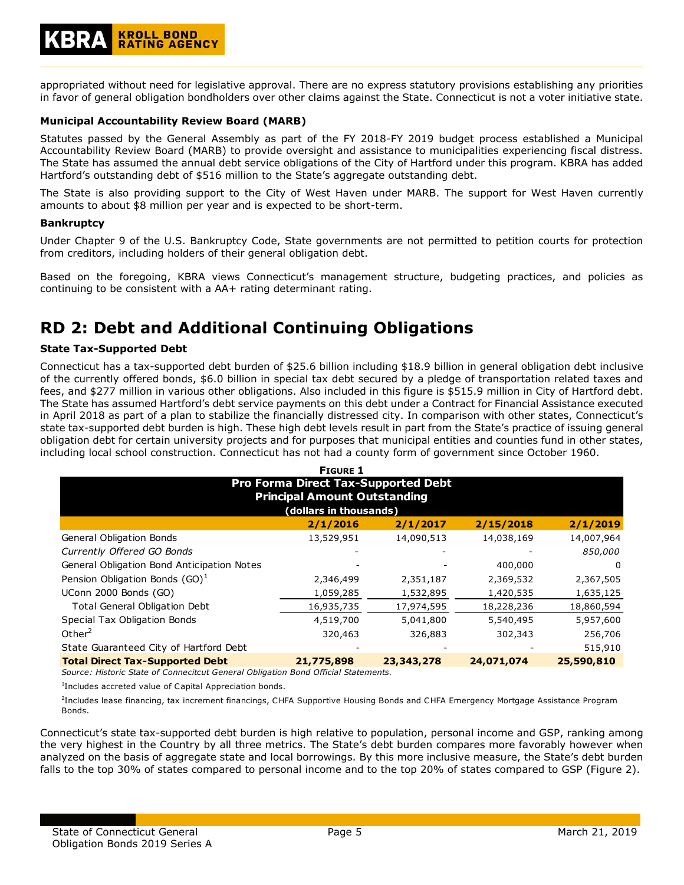appropriated without need for legislative approval. There are no express statutory provisions establishing any priorities in favor of general obligation bondholders over other claims against the State. Connecticut is not a voter initiative state.

### Municipal Accountability Review Board (MARB)

Statutes passed by the General Assembly as part of the FY 2018-FY 2019 budget process established a Municipal Accountability Review Board (MARB) to provide oversight and assistance to municipalities experiencing fiscal distress. The State has assumed the annual debt service obligations of the City of Hartford under this program. KBRA has added Hartford's outstanding debt of $516 million to the State's aggregate outstanding debt.

The State is also providing support to the City of West Haven under MARB. The support for West Haven currently amounts to about $8 million per year and is expected to be short-term.

### Bankruptcy

Under Chapter 9 of the U.S. Bankruptcy Code, State governments are not permitted to petition courts for protection from creditors, including holders of their general obligation debt.

Based on the foregoing, KBRA views Connecticut's management structure, budgeting practices, and policies as continuing to be consistent with a AA+ rating determinant rating.

## RD 2: Debt and Additional Continuing Obligations

### State Tax-Supported Debt

Connecticut has a tax-supported debt burden of $25.6 billion including $18.9 billion in general obligation debt inclusive of the currently offered bonds, $6.0 billion in special tax debt secured by a pledge of transportation related taxes and fees, and $277 million in various other obligations. Also included in this figure is $515.9 million in City of Hartford debt. The State has assumed Hartford's debt service payments on this debt under a Contract for Financial Assistance executed in April 2018 as part of a plan to stabilize the financially distressed city. In comparison with other states, Connecticut's state tax-supported debt burden is high. These high debt levels result in part from the State's practice of issuing general obligation debt for certain university projects and for purposes that municipal entities and counties fund in other states, including local school construction. Connecticut has not had a county form of government since October 1960.

**Figure 1**

**Pro Forma Direct Tax-Supported Debt**
**Principal Amount Outstanding**
**(dollars in thousands)**

| | 2/1/2016 | 2/1/2017 | 2/15/2018 | 2/1/2019 |
|---|---|---|---|---|
| General Obligation Bonds | 13,529,951 | 14,090,513 | 14,038,169 | 14,007,964 |
| *Currently Offered GO Bonds* | - | - | - | *850,000* |
| General Obligation Bond Anticipation Notes | - | - | 400,000 | 0 |
| Pension Obligation Bonds (GO)[1] | 2,346,499 | 2,351,187 | 2,369,532 | 2,367,505 |
| UConn 2000 Bonds (GO) | 1,059,285 | 1,532,895 | 1,420,535 | 1,635,125 |
| Total General Obligation Debt | 16,935,735 | 17,974,595 | 18,228,236 | 18,860,594 |
| Special Tax Obligation Bonds | 4,519,700 | 5,041,800 | 5,540,495 | 5,957,600 |
| Other[2] | 320,463 | 326,883 | 302,343 | 256,706 |
| State Guaranteed City of Hartford Debt | - | - | - | 515,910 |
| **Total Direct Tax-Supported Debt** | **21,775,898** | **23,343,278** | **24,071,074** | **25,590,810** |

*Source: Historic State of Connecitcut General Obligation Bond Official Statements.*

[1]Includes accreted value of Capital Appreciation bonds.

[2]Includes lease financing, tax increment financings, CHFA Supportive Housing Bonds and CHFA Emergency Mortgage Assistance Program Bonds.

Connecticut's state tax-supported debt burden is high relative to population, personal income and GSP, ranking among the very highest in the Country by all three metrics. The State's debt burden compares more favorably however when analyzed on the basis of aggregate state and local borrowings. By this more inclusive measure, the State's debt burden falls to the top 30% of states compared to personal income and to the top 20% of states compared to GSP (Figure 2).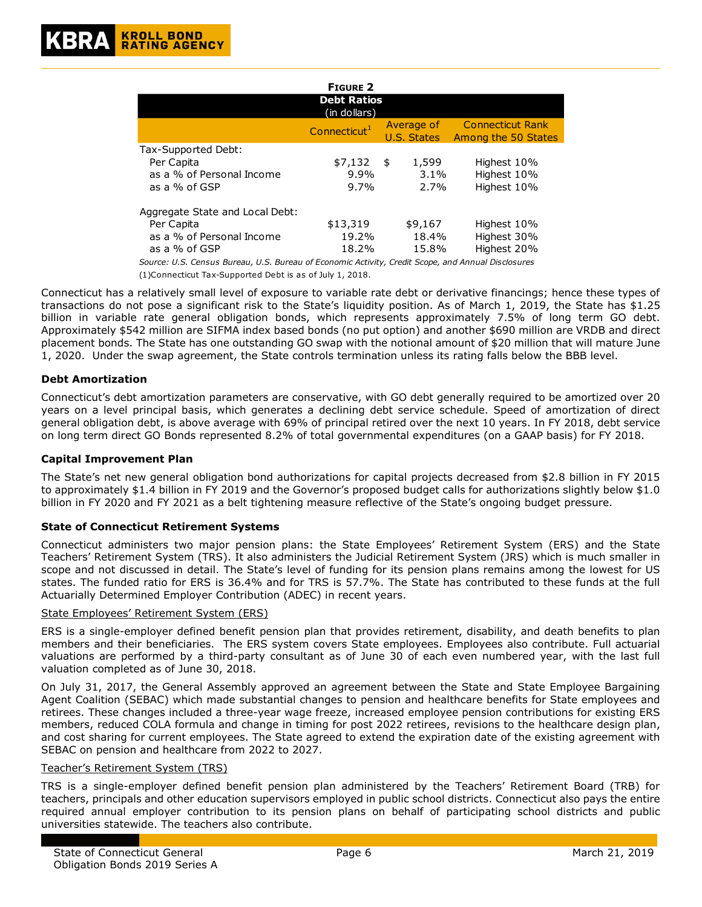**Figure 2**

| Debt Ratios (in dollars) | Connecticut[1] | Average of U.S. States | Connecticut Rank Among the 50 States |
|---|---|---|---|
| Tax-Supported Debt: | | | |
| Per Capita | $7,132 | $ 1,599 | Highest 10% |
| as a % of Personal Income | 9.9% | 3.1% | Highest 10% |
| as a % of GSP | 9.7% | 2.7% | Highest 10% |
| | | | |
| Aggregate State and Local Debt: | | | |
| Per Capita | $13,319 | $9,167 | Highest 10% |
| as a % of Personal Income | 19.2% | 18.4% | Highest 30% |
| as a % of GSP | 18.2% | 15.8% | Highest 20% |

*Source: U.S. Census Bureau, U.S. Bureau of Economic Activity, Credit Scope, and Annual Disclosures*

(1)Connecticut Tax-Supported Debt is as of July 1, 2018.

Connecticut has a relatively small level of exposure to variable rate debt or derivative financings; hence these types of transactions do not pose a significant risk to the State's liquidity position. As of March 1, 2019, the State has $1.25 billion in variable rate general obligation bonds, which represents approximately 7.5% of long term GO debt. Approximately $542 million are SIFMA index based bonds (no put option) and another $690 million are VRDB and direct placement bonds. The State has one outstanding GO swap with the notional amount of $20 million that will mature June 1, 2020. Under the swap agreement, the State controls termination unless its rating falls below the BBB level.

**Debt Amortization**

Connecticut's debt amortization parameters are conservative, with GO debt generally required to be amortized over 20 years on a level principal basis, which generates a declining debt service schedule. Speed of amortization of direct general obligation debt, is above average with 69% of principal retired over the next 10 years. In FY 2018, debt service on long term direct GO Bonds represented 8.2% of total governmental expenditures (on a GAAP basis) for FY 2018.

**Capital Improvement Plan**

The State's net new general obligation bond authorizations for capital projects decreased from $2.8 billion in FY 2015 to approximately $1.4 billion in FY 2019 and the Governor's proposed budget calls for authorizations slightly below $1.0 billion in FY 2020 and FY 2021 as a belt tightening measure reflective of the State's ongoing budget pressure.

**State of Connecticut Retirement Systems**

Connecticut administers two major pension plans: the State Employees' Retirement System (ERS) and the State Teachers' Retirement System (TRS). It also administers the Judicial Retirement System (JRS) which is much smaller in scope and not discussed in detail. The State's level of funding for its pension plans remains among the lowest for US states. The funded ratio for ERS is 36.4% and for TRS is 57.7%. The State has contributed to these funds at the full Actuarially Determined Employer Contribution (ADEC) in recent years.

State Employees' Retirement System (ERS)

ERS is a single-employer defined benefit pension plan that provides retirement, disability, and death benefits to plan members and their beneficiaries. The ERS system covers State employees. Employees also contribute. Full actuarial valuations are performed by a third-party consultant as of June 30 of each even numbered year, with the last full valuation completed as of June 30, 2018.

On July 31, 2017, the General Assembly approved an agreement between the State and State Employee Bargaining Agent Coalition (SEBAC) which made substantial changes to pension and healthcare benefits for State employees and retirees. These changes included a three-year wage freeze, increased employee pension contributions for existing ERS members, reduced COLA formula and change in timing for post 2022 retirees, revisions to the healthcare design plan, and cost sharing for current employees. The State agreed to extend the expiration date of the existing agreement with SEBAC on pension and healthcare from 2022 to 2027.

Teacher's Retirement System (TRS)

TRS is a single-employer defined benefit pension plan administered by the Teachers' Retirement Board (TRB) for teachers, principals and other education supervisors employed in public school districts. Connecticut also pays the entire required annual employer contribution to its pension plans on behalf of participating school districts and public universities statewide. The teachers also contribute.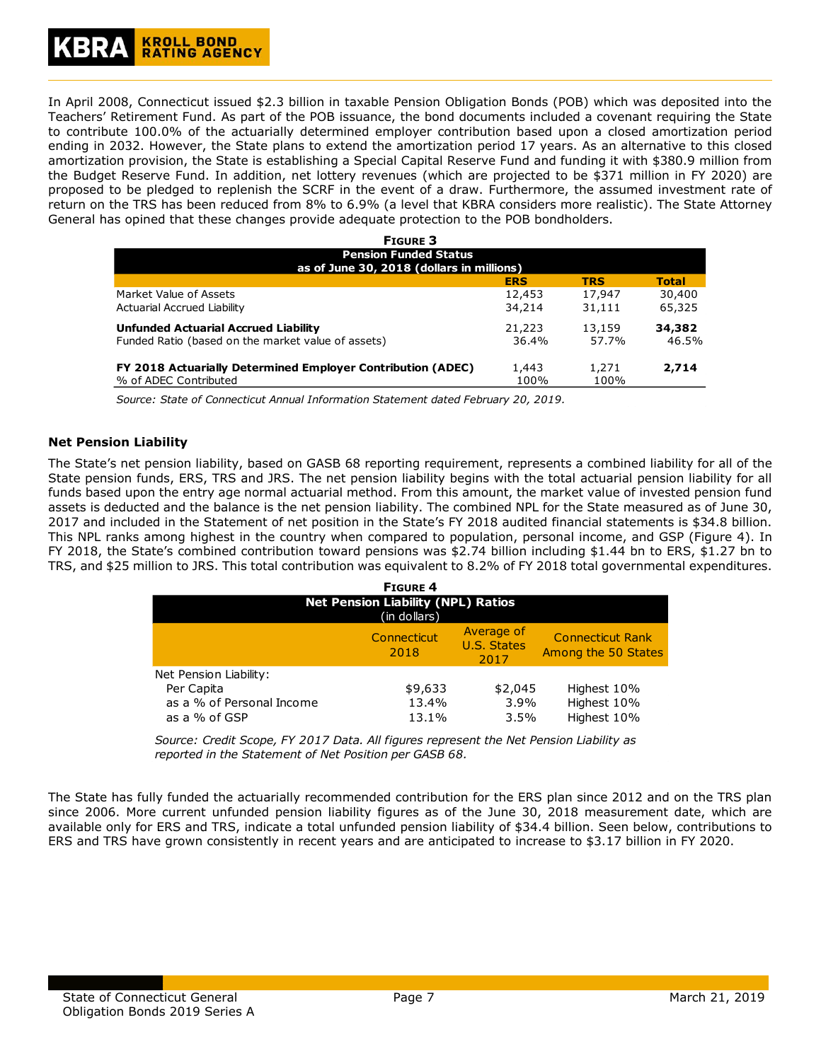In April 2008, Connecticut issued $2.3 billion in taxable Pension Obligation Bonds (POB) which was deposited into the Teachers' Retirement Fund. As part of the POB issuance, the bond documents included a covenant requiring the State to contribute 100.0% of the actuarially determined employer contribution based upon a closed amortization period ending in 2032. However, the State plans to extend the amortization period 17 years. As an alternative to this closed amortization provision, the State is establishing a Special Capital Reserve Fund and funding it with $380.9 million from the Budget Reserve Fund. In addition, net lottery revenues (which are projected to be $371 million in FY 2020) are proposed to be pledged to replenish the SCRF in the event of a draw. Furthermore, the assumed investment rate of return on the TRS has been reduced from 8% to 6.9% (a level that KBRA considers more realistic). The State Attorney General has opined that these changes provide adequate protection to the POB bondholders.

**FIGURE 3**

**Pension Funded Status as of June 30, 2018 (dollars in millions)**

| | ERS | TRS | Total |
|---|---|---|---|
| Market Value of Assets | 12,453 | 17,947 | 30,400 |
| Actuarial Accrued Liability | 34,214 | 31,111 | 65,325 |
| **Unfunded Actuarial Accrued Liability** | 21,223 | 13,159 | **34,382** |
| Funded Ratio (based on the market value of assets) | 36.4% | 57.7% | 46.5% |
| **FY 2018 Actuarially Determined Employer Contribution (ADEC)** | 1,443 | 1,271 | **2,714** |
| % of ADEC Contributed | 100% | 100% | |

*Source: State of Connecticut Annual Information Statement dated February 20, 2019.*

### Net Pension Liability

The State's net pension liability, based on GASB 68 reporting requirement, represents a combined liability for all of the State pension funds, ERS, TRS and JRS. The net pension liability begins with the total actuarial pension liability for all funds based upon the entry age normal actuarial method. From this amount, the market value of invested pension fund assets is deducted and the balance is the net pension liability. The combined NPL for the State measured as of June 30, 2017 and included in the Statement of net position in the State's FY 2018 audited financial statements is $34.8 billion. This NPL ranks among highest in the country when compared to population, personal income, and GSP (Figure 4). In FY 2018, the State's combined contribution toward pensions was $2.74 billion including $1.44 bn to ERS, $1.27 bn to TRS, and $25 million to JRS. This total contribution was equivalent to 8.2% of FY 2018 total governmental expenditures.

**FIGURE 4**

**Net Pension Liability (NPL) Ratios (in dollars)**

| | Connecticut 2018 | Average of U.S. States 2017 | Connecticut Rank Among the 50 States |
|---|---|---|---|
| Net Pension Liability: | | | |
| Per Capita | $9,633 | $2,045 | Highest 10% |
| as a % of Personal Income | 13.4% | 3.9% | Highest 10% |
| as a % of GSP | 13.1% | 3.5% | Highest 10% |

*Source: Credit Scope, FY 2017 Data. All figures represent the Net Pension Liability as reported in the Statement of Net Position per GASB 68.*

The State has fully funded the actuarially recommended contribution for the ERS plan since 2012 and on the TRS plan since 2006. More current unfunded pension liability figures as of the June 30, 2018 measurement date, which are available only for ERS and TRS, indicate a total unfunded pension liability of $34.4 billion. Seen below, contributions to ERS and TRS have grown consistently in recent years and are anticipated to increase to $3.17 billion in FY 2020.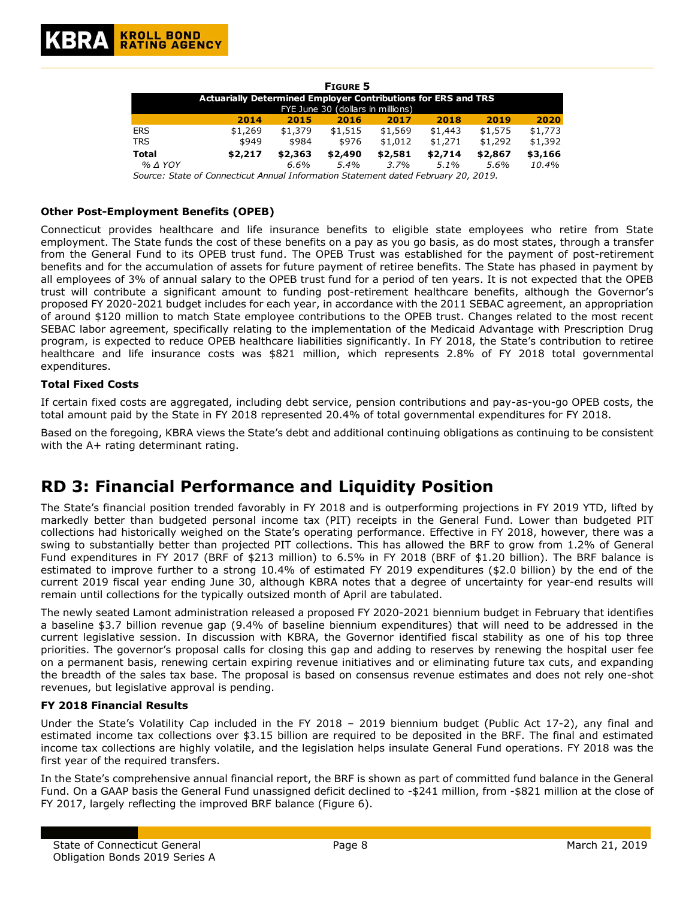**FIGURE 5**

| Actuarially Determined Employer Contributions for ERS and TRS FYE June 30 (dollars in millions) | | | | | | | |
|---|---|---|---|---|---|---|---|
| | 2014 | 2015 | 2016 | 2017 | 2018 | 2019 | 2020 |
| ERS | $1,269 | $1,379 | $1,515 | $1,569 | $1,443 | $1,575 | $1,773 |
| TRS | $949 | $984 | $976 | $1,012 | $1,271 | $1,292 | $1,392 |
| **Total** | **$2,217** | **$2,363** | **$2,490** | **$2,581** | **$2,714** | **$2,867** | **$3,166** |
| *% Δ YOY* | | *6.6%* | *5.4%* | *3.7%* | *5.1%* | *5.6%* | *10.4%* |

*Source: State of Connecticut Annual Information Statement dated February 20, 2019.*

### Other Post-Employment Benefits (OPEB)

Connecticut provides healthcare and life insurance benefits to eligible state employees who retire from State employment. The State funds the cost of these benefits on a pay as you go basis, as do most states, through a transfer from the General Fund to its OPEB trust fund. The OPEB Trust was established for the payment of post-retirement benefits and for the accumulation of assets for future payment of retiree benefits. The State has phased in payment by all employees of 3% of annual salary to the OPEB trust fund for a period of ten years. It is not expected that the OPEB trust will contribute a significant amount to funding post-retirement healthcare benefits, although the Governor's proposed FY 2020-2021 budget includes for each year, in accordance with the 2011 SEBAC agreement, an appropriation of around $120 million to match State employee contributions to the OPEB trust. Changes related to the most recent SEBAC labor agreement, specifically relating to the implementation of the Medicaid Advantage with Prescription Drug program, is expected to reduce OPEB healthcare liabilities significantly. In FY 2018, the State's contribution to retiree healthcare and life insurance costs was $821 million, which represents 2.8% of FY 2018 total governmental expenditures.

### Total Fixed Costs

If certain fixed costs are aggregated, including debt service, pension contributions and pay-as-you-go OPEB costs, the total amount paid by the State in FY 2018 represented 20.4% of total governmental expenditures for FY 2018.

Based on the foregoing, KBRA views the State's debt and additional continuing obligations as continuing to be consistent with the A+ rating determinant rating.

## RD 3: Financial Performance and Liquidity Position

The State's financial position trended favorably in FY 2018 and is outperforming projections in FY 2019 YTD, lifted by markedly better than budgeted personal income tax (PIT) receipts in the General Fund. Lower than budgeted PIT collections had historically weighed on the State's operating performance. Effective in FY 2018, however, there was a swing to substantially better than projected PIT collections. This has allowed the BRF to grow from 1.2% of General Fund expenditures in FY 2017 (BRF of $213 million) to 6.5% in FY 2018 (BRF of $1.20 billion). The BRF balance is estimated to improve further to a strong 10.4% of estimated FY 2019 expenditures ($2.0 billion) by the end of the current 2019 fiscal year ending June 30, although KBRA notes that a degree of uncertainty for year-end results will remain until collections for the typically outsized month of April are tabulated.

The newly seated Lamont administration released a proposed FY 2020-2021 biennium budget in February that identifies a baseline $3.7 billion revenue gap (9.4% of baseline biennium expenditures) that will need to be addressed in the current legislative session. In discussion with KBRA, the Governor identified fiscal stability as one of his top three priorities. The governor's proposal calls for closing this gap and adding to reserves by renewing the hospital user fee on a permanent basis, renewing certain expiring revenue initiatives and or eliminating future tax cuts, and expanding the breadth of the sales tax base. The proposal is based on consensus revenue estimates and does not rely one-shot revenues, but legislative approval is pending.

### FY 2018 Financial Results

Under the State's Volatility Cap included in the FY 2018 – 2019 biennium budget (Public Act 17-2), any final and estimated income tax collections over $3.15 billion are required to be deposited in the BRF. The final and estimated income tax collections are highly volatile, and the legislation helps insulate General Fund operations. FY 2018 was the first year of the required transfers.

In the State's comprehensive annual financial report, the BRF is shown as part of committed fund balance in the General Fund. On a GAAP basis the General Fund unassigned deficit declined to -$241 million, from -$821 million at the close of FY 2017, largely reflecting the improved BRF balance (Figure 6).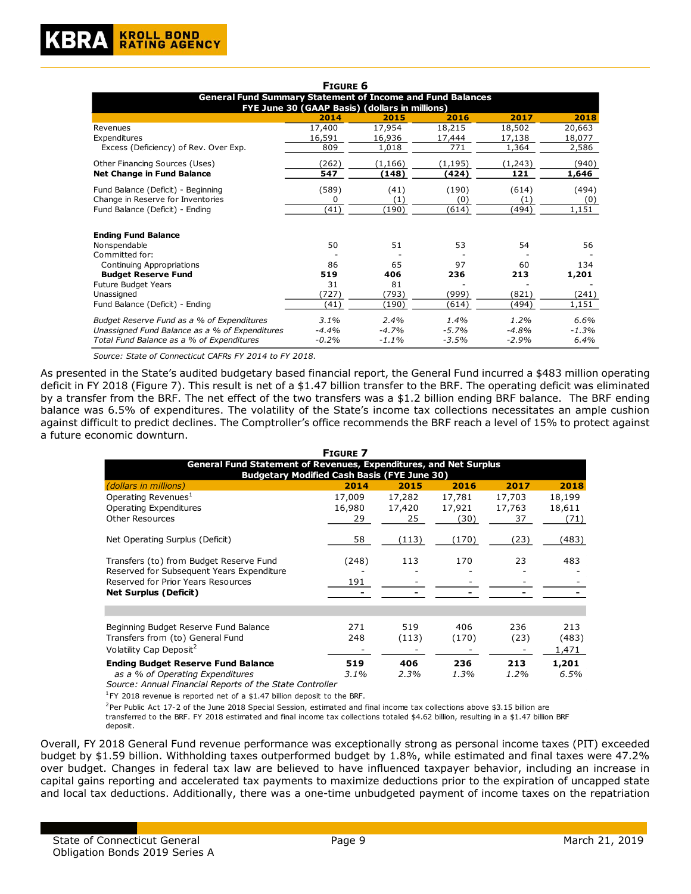**FIGURE 6**

| General Fund Summary Statement of Income and Fund Balances FYE June 30 (GAAP Basis) (dollars in millions) | 2014 | 2015 | 2016 | 2017 | 2018 |
|---|---|---|---|---|---|
| Revenues | 17,400 | 17,954 | 18,215 | 18,502 | 20,663 |
| Expenditures | 16,591 | 16,936 | 17,444 | 17,138 | 18,077 |
| Excess (Deficiency) of Rev. Over Exp. | 809 | 1,018 | 771 | 1,364 | 2,586 |
| Other Financing Sources (Uses) | (262) | (1,166) | (1,195) | (1,243) | (940) |
| **Net Change in Fund Balance** | **547** | **(148)** | **(424)** | **121** | **1,646** |
| Fund Balance (Deficit) - Beginning | (589) | (41) | (190) | (614) | (494) |
| Change in Reserve for Inventories | 0 | (1) | (0) | (1) | (0) |
| Fund Balance (Deficit) - Ending | (41) | (190) | (614) | (494) | 1,151 |
| **Ending Fund Balance** | | | | | |
| Nonspendable | 50 | 51 | 53 | 54 | 56 |
| Committed for: | - | - | - | - | - |
| Continuing Appropriations | 86 | 65 | 97 | 60 | 134 |
| **Budget Reserve Fund** | **519** | **406** | **236** | **213** | **1,201** |
| Future Budget Years | 31 | 81 | - | - | - |
| Unassigned | (727) | (793) | (999) | (821) | (241) |
| Fund Balance (Deficit) - Ending | (41) | (190) | (614) | (494) | 1,151 |
| *Budget Reserve Fund as a % of Expenditures* | *3.1%* | *2.4%* | *1.4%* | *1.2%* | *6.6%* |
| *Unassigned Fund Balance as a % of Expenditures* | *-4.4%* | *-4.7%* | *-5.7%* | *-4.8%* | *-1.3%* |
| *Total Fund Balance as a % of Expenditures* | *-0.2%* | *-1.1%* | *-3.5%* | *-2.9%* | *6.4%* |

*Source: State of Connecticut CAFRs FY 2014 to FY 2018.*

As presented in the State's audited budgetary based financial report, the General Fund incurred a $483 million operating deficit in FY 2018 (Figure 7). This result is net of a $1.47 billion transfer to the BRF. The operating deficit was eliminated by a transfer from the BRF. The net effect of the two transfers was a $1.2 billion ending BRF balance. The BRF ending balance was 6.5% of expenditures. The volatility of the State's income tax collections necessitates an ample cushion against difficult to predict declines. The Comptroller's office recommends the BRF reach a level of 15% to protect against a future economic downturn.

**FIGURE 7**

**General Fund Statement of Revenues, Expenditures, and Net Surplus Budgetary Modified Cash Basis (FYE June 30)**

| *(dollars in millions)* | 2014 | 2015 | 2016 | 2017 | 2018 |
|---|---|---|---|---|---|
| Operating Revenues[1] | 17,009 | 17,282 | 17,781 | 17,703 | 18,199 |
| Operating Expenditures | 16,980 | 17,420 | 17,921 | 17,763 | 18,611 |
| Other Resources | 29 | 25 | (30) | 37 | (71) |
| Net Operating Surplus (Deficit) | 58 | (113) | (170) | (23) | (483) |
| Transfers (to) from Budget Reserve Fund | (248) | 113 | 170 | 23 | 483 |
| Reserved for Subsequent Years Expenditure | - | - | - | - | - |
| Reserved for Prior Years Resources | 191 | - | - | - | - |
| **Net Surplus (Deficit)** | **-** | **-** | **-** | **-** | **-** |
| Beginning Budget Reserve Fund Balance | 271 | 519 | 406 | 236 | 213 |
| Transfers from (to) General Fund | 248 | (113) | (170) | (23) | (483) |
| Volatility Cap Deposit[2] | - | - | - | - | 1,471 |
| **Ending Budget Reserve Fund Balance** | **519** | **406** | **236** | **213** | **1,201** |
| *as a % of Operating Expenditures* | *3.1%* | *2.3%* | *1.3%* | *1.2%* | *6.5%* |

*Source: Annual Financial Reports of the State Controller*

[1]FY 2018 revenue is reported net of a $1.47 billion deposit to the BRF.

[2]Per Public Act 17-2 of the June 2018 Special Session, estimated and final income tax collections above $3.15 billion are transferred to the BRF. FY 2018 estimated and final income tax collections totaled $4.62 billion, resulting in a $1.47 billion BRF deposit.

Overall, FY 2018 General Fund revenue performance was exceptionally strong as personal income taxes (PIT) exceeded budget by $1.59 billion. Withholding taxes outperformed budget by 1.8%, while estimated and final taxes were 47.2% over budget. Changes in federal tax law are believed to have influenced taxpayer behavior, including an increase in capital gains reporting and accelerated tax payments to maximize deductions prior to the expiration of uncapped state and local tax deductions. Additionally, there was a one-time unbudgeted payment of income taxes on the repatriation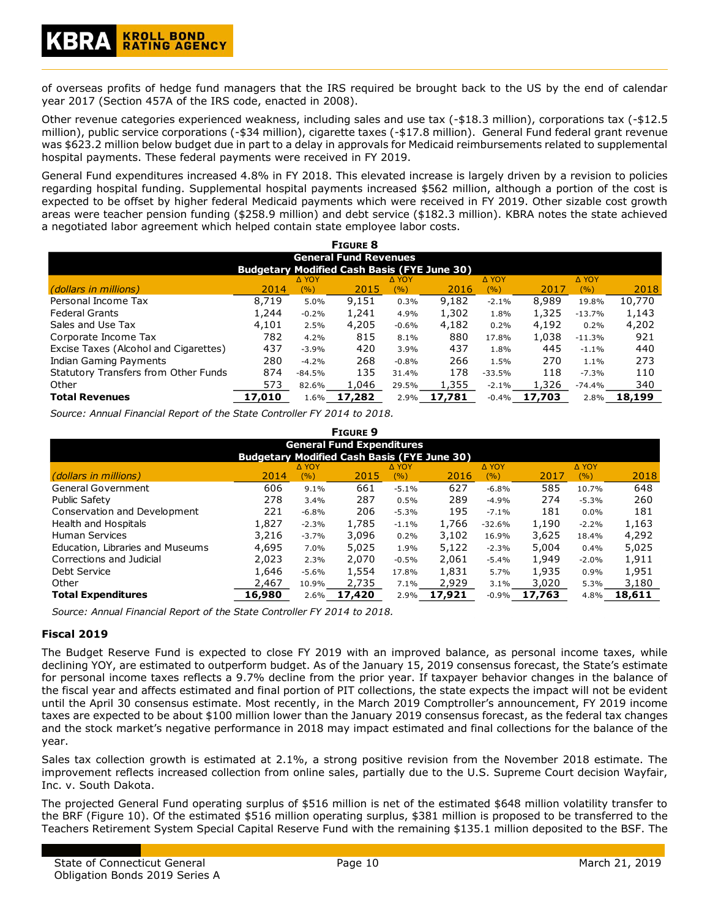of overseas profits of hedge fund managers that the IRS required be brought back to the US by the end of calendar year 2017 (Section 457A of the IRS code, enacted in 2008).

Other revenue categories experienced weakness, including sales and use tax (-$18.3 million), corporations tax (-$12.5 million), public service corporations (-$34 million), cigarette taxes (-$17.8 million). General Fund federal grant revenue was $623.2 million below budget due in part to a delay in approvals for Medicaid reimbursements related to supplemental hospital payments. These federal payments were received in FY 2019.

General Fund expenditures increased 4.8% in FY 2018. This elevated increase is largely driven by a revision to policies regarding hospital funding. Supplemental hospital payments increased $562 million, although a portion of the cost is expected to be offset by higher federal Medicaid payments which were received in FY 2019. Other sizable cost growth areas were teacher pension funding ($258.9 million) and debt service ($182.3 million). KBRA notes the state achieved a negotiated labor agreement which helped contain state employee labor costs.

**Figure 8**

**General Fund Revenues**
**Budgetary Modified Cash Basis (FYE June 30)**

| *(dollars in millions)* | 2014 | Δ YOY (%) | 2015 | Δ YOY (%) | 2016 | Δ YOY (%) | 2017 | Δ YOY (%) | 2018 |
|---|---|---|---|---|---|---|---|---|---|
| Personal Income Tax | 8,719 | 5.0% | 9,151 | 0.3% | 9,182 | -2.1% | 8,989 | 19.8% | 10,770 |
| Federal Grants | 1,244 | -0.2% | 1,241 | 4.9% | 1,302 | 1.8% | 1,325 | -13.7% | 1,143 |
| Sales and Use Tax | 4,101 | 2.5% | 4,205 | -0.6% | 4,182 | 0.2% | 4,192 | 0.2% | 4,202 |
| Corporate Income Tax | 782 | 4.2% | 815 | 8.1% | 880 | 17.8% | 1,038 | -11.3% | 921 |
| Excise Taxes (Alcohol and Cigarettes) | 437 | -3.9% | 420 | 3.9% | 437 | 1.8% | 445 | -1.1% | 440 |
| Indian Gaming Payments | 280 | -4.2% | 268 | -0.8% | 266 | 1.5% | 270 | 1.1% | 273 |
| Statutory Transfers from Other Funds | 874 | -84.5% | 135 | 31.4% | 178 | -33.5% | 118 | -7.3% | 110 |
| Other | 573 | 82.6% | 1,046 | 29.5% | 1,355 | -2.1% | 1,326 | -74.4% | 340 |
| **Total Revenues** | **17,010** | 1.6% | **17,282** | 2.9% | **17,781** | -0.4% | **17,703** | 2.8% | **18,199** |

*Source: Annual Financial Report of the State Controller FY 2014 to 2018.*

**Figure 9**

**General Fund Expenditures**
**Budgetary Modified Cash Basis (FYE June 30)**

| *(dollars in millions)* | 2014 | Δ YOY (%) | 2015 | Δ YOY (%) | 2016 | Δ YOY (%) | 2017 | Δ YOY (%) | 2018 |
|---|---|---|---|---|---|---|---|---|---|
| General Government | 606 | 9.1% | 661 | -5.1% | 627 | -6.8% | 585 | 10.7% | 648 |
| Public Safety | 278 | 3.4% | 287 | 0.5% | 289 | -4.9% | 274 | -5.3% | 260 |
| Conservation and Development | 221 | -6.8% | 206 | -5.3% | 195 | -7.1% | 181 | 0.0% | 181 |
| Health and Hospitals | 1,827 | -2.3% | 1,785 | -1.1% | 1,766 | -32.6% | 1,190 | -2.2% | 1,163 |
| Human Services | 3,216 | -3.7% | 3,096 | 0.2% | 3,102 | 16.9% | 3,625 | 18.4% | 4,292 |
| Education, Libraries and Museums | 4,695 | 7.0% | 5,025 | 1.9% | 5,122 | -2.3% | 5,004 | 0.4% | 5,025 |
| Corrections and Judicial | 2,023 | 2.3% | 2,070 | -0.5% | 2,061 | -5.4% | 1,949 | -2.0% | 1,911 |
| Debt Service | 1,646 | -5.6% | 1,554 | 17.8% | 1,831 | 5.7% | 1,935 | 0.9% | 1,951 |
| Other | 2,467 | 10.9% | 2,735 | 7.1% | 2,929 | 3.1% | 3,020 | 5.3% | 3,180 |
| **Total Expenditures** | **16,980** | 2.6% | **17,420** | 2.9% | **17,921** | -0.9% | **17,763** | 4.8% | **18,611** |

*Source: Annual Financial Report of the State Controller FY 2014 to 2018.*

### Fiscal 2019

The Budget Reserve Fund is expected to close FY 2019 with an improved balance, as personal income taxes, while declining YOY, are estimated to outperform budget. As of the January 15, 2019 consensus forecast, the State's estimate for personal income taxes reflects a 9.7% decline from the prior year. If taxpayer behavior changes in the balance of the fiscal year and affects estimated and final portion of PIT collections, the state expects the impact will not be evident until the April 30 consensus estimate. Most recently, in the March 2019 Comptroller's announcement, FY 2019 income taxes are expected to be about $100 million lower than the January 2019 consensus forecast, as the federal tax changes and the stock market's negative performance in 2018 may impact estimated and final collections for the balance of the year.

Sales tax collection growth is estimated at 2.1%, a strong positive revision from the November 2018 estimate. The improvement reflects increased collection from online sales, partially due to the U.S. Supreme Court decision Wayfair, Inc. v. South Dakota.

The projected General Fund operating surplus of $516 million is net of the estimated $648 million volatility transfer to the BRF (Figure 10). Of the estimated $516 million operating surplus, $381 million is proposed to be transferred to the Teachers Retirement System Special Capital Reserve Fund with the remaining $135.1 million deposited to the BSF. The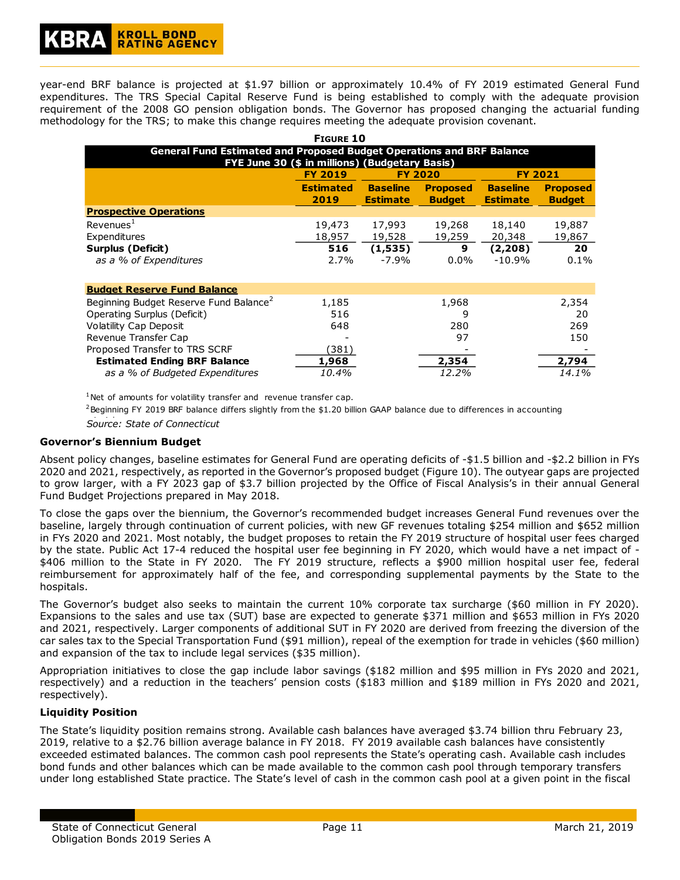year-end BRF balance is projected at $1.97 billion or approximately 10.4% of FY 2019 estimated General Fund expenditures. The TRS Special Capital Reserve Fund is being established to comply with the adequate provision requirement of the 2008 GO pension obligation bonds. The Governor has proposed changing the actuarial funding methodology for the TRS; to make this change requires meeting the adequate provision covenant.

**FIGURE 10**

**General Fund Estimated and Proposed Budget Operations and BRF Balance FYE June 30 ($ in millions) (Budgetary Basis)**

| | FY 2019 | FY 2020 | | FY 2021 | |
|---|---|---|---|---|---|
| | Estimated 2019 | Baseline Estimate | Proposed Budget | Baseline Estimate | Proposed Budget |
| **Prospective Operations** | | | | | |
| Revenues[1] | 19,473 | 17,993 | 19,268 | 18,140 | 19,887 |
| Expenditures | 18,957 | 19,528 | 19,259 | 20,348 | 19,867 |
| **Surplus (Deficit)** | **516** | **(1,535)** | **9** | **(2,208)** | **20** |
| *as a % of Expenditures* | 2.7% | -7.9% | 0.0% | -10.9% | 0.1% |
| **Budget Reserve Fund Balance** | | | | | |
| Beginning Budget Reserve Fund Balance[2] | 1,185 | | 1,968 | | 2,354 |
| Operating Surplus (Deficit) | 516 | | 9 | | 20 |
| Volatility Cap Deposit | 648 | | 280 | | 269 |
| Revenue Transfer Cap | - | | 97 | | 150 |
| Proposed Transfer to TRS SCRF | (381) | | - | | - |
| **Estimated Ending BRF Balance** | **1,968** | | **2,354** | | **2,794** |
| *as a % of Budgeted Expenditures* | *10.4%* | | *12.2%* | | *14.1%* |

[1]Net of amounts for volatility transfer and revenue transfer cap.

[2]Beginning FY 2019 BRF balance differs slightly from the $1.20 billion GAAP balance due to differences in accounting

*Source: State of Connecticut*

### Governor's Biennium Budget

Absent policy changes, baseline estimates for General Fund are operating deficits of -$1.5 billion and -$2.2 billion in FYs 2020 and 2021, respectively, as reported in the Governor's proposed budget (Figure 10). The outyear gaps are projected to grow larger, with a FY 2023 gap of $3.7 billion projected by the Office of Fiscal Analysis's in their annual General Fund Budget Projections prepared in May 2018.

To close the gaps over the biennium, the Governor's recommended budget increases General Fund revenues over the baseline, largely through continuation of current policies, with new GF revenues totaling $254 million and $652 million in FYs 2020 and 2021. Most notably, the budget proposes to retain the FY 2019 structure of hospital user fees charged by the state. Public Act 17-4 reduced the hospital user fee beginning in FY 2020, which would have a net impact of -$406 million to the State in FY 2020. The FY 2019 structure, reflects a $900 million hospital user fee, federal reimbursement for approximately half of the fee, and corresponding supplemental payments by the State to the hospitals.

The Governor's budget also seeks to maintain the current 10% corporate tax surcharge ($60 million in FY 2020). Expansions to the sales and use tax (SUT) base are expected to generate $371 million and $653 million in FYs 2020 and 2021, respectively. Larger components of additional SUT in FY 2020 are derived from freezing the diversion of the car sales tax to the Special Transportation Fund ($91 million), repeal of the exemption for trade in vehicles ($60 million) and expansion of the tax to include legal services ($35 million).

Appropriation initiatives to close the gap include labor savings ($182 million and $95 million in FYs 2020 and 2021, respectively) and a reduction in the teachers' pension costs ($183 million and $189 million in FYs 2020 and 2021, respectively).

### Liquidity Position

The State's liquidity position remains strong. Available cash balances have averaged $3.74 billion thru February 23, 2019, relative to a $2.76 billion average balance in FY 2018. FY 2019 available cash balances have consistently exceeded estimated balances. The common cash pool represents the State's operating cash. Available cash includes bond funds and other balances which can be made available to the common cash pool through temporary transfers under long established State practice. The State's level of cash in the common cash pool at a given point in the fiscal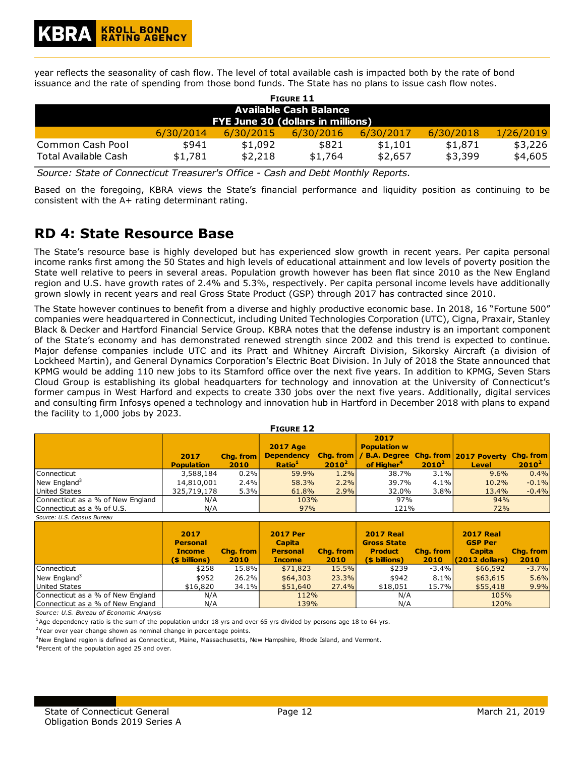year reflects the seasonality of cash flow. The level of total available cash is impacted both by the rate of bond issuance and the rate of spending from those bond funds. The State has no plans to issue cash flow notes.

**Figure 11**

**Available Cash Balance**
**FYE June 30 (dollars in millions)**

| | 6/30/2014 | 6/30/2015 | 6/30/2016 | 6/30/2017 | 6/30/2018 | 1/26/2019 |
|---|---|---|---|---|---|---|
| Common Cash Pool | $941 | $1,092 | $821 | $1,101 | $1,871 | $3,226 |
| Total Available Cash | $1,781 | $2,218 | $1,764 | $2,657 | $3,399 | $4,605 |

*Source: State of Connecticut Treasurer's Office - Cash and Debt Monthly Reports.*

Based on the foregoing, KBRA views the State's financial performance and liquidity position as continuing to be consistent with the A+ rating determinant rating.

## RD 4: State Resource Base

The State's resource base is highly developed but has experienced slow growth in recent years. Per capita personal income ranks first among the 50 States and high levels of educational attainment and low levels of poverty position the State well relative to peers in several areas. Population growth however has been flat since 2010 as the New England region and U.S. have growth rates of 2.4% and 5.3%, respectively. Per capita personal income levels have additionally grown slowly in recent years and real Gross State Product (GSP) through 2017 has contracted since 2010.

The State however continues to benefit from a diverse and highly productive economic base. In 2018, 16 "Fortune 500" companies were headquartered in Connecticut, including United Technologies Corporation (UTC), Cigna, Praxair, Stanley Black & Decker and Hartford Financial Service Group. KBRA notes that the defense industry is an important component of the State's economy and has demonstrated renewed strength since 2002 and this trend is expected to continue. Major defense companies include UTC and its Pratt and Whitney Aircraft Division, Sikorsky Aircraft (a division of Lockheed Martin), and General Dynamics Corporation's Electric Boat Division. In July of 2018 the State announced that KPMG would be adding 110 new jobs to its Stamford office over the next five years. In addition to KPMG, Seven Stars Cloud Group is establishing its global headquarters for technology and innovation at the University of Connecticut's former campus in West Harford and expects to create 330 jobs over the next five years. Additionally, digital services and consulting firm Infosys opened a technology and innovation hub in Hartford in December 2018 with plans to expand the facility to 1,000 jobs by 2023.

**Figure 12**

| | 2017 Population | Chg. from 2010 | 2017 Age Dependency Ratio[1] | Chg. from 2010[2] | 2017 Population w / B.A. Degree of Higher[4] | Chg. from 2010[2] | 2017 Poverty Level | Chg. from 2010[2] |
|---|---|---|---|---|---|---|---|---|
| Connecticut | 3,588,184 | 0.2% | 59.9% | 1.2% | 38.7% | 3.1% | 9.6% | 0.4% |
| New England[3] | 14,810,001 | 2.4% | 58.3% | 2.2% | 39.7% | 4.1% | 10.2% | -0.1% |
| United States | 325,719,178 | 5.3% | 61.8% | 2.9% | 32.0% | 3.8% | 13.4% | -0.4% |
| Connecticut as a % of New England | N/A | | 103% | | 97% | | 94% | |
| Connecticut as a % of U.S. | N/A | | 97% | | 121% | | 72% | |

*Source: U.S. Census Bureau*

| | 2017 Personal Income ($ billions) | Chg. from 2010 | 2017 Per Capita Personal Income | Chg. from 2010 | 2017 Real Gross State Product ($ billions) | Chg. from 2010 | 2017 Real GSP Per Capita (2012 dollars) | Chg. from 2010 |
|---|---|---|---|---|---|---|---|---|
| Connecticut | $258 | 15.8% | $71,823 | 15.5% | $239 | -3.4% | $66,592 | -3.7% |
| New England[3] | $952 | 26.2% | $64,303 | 23.3% | $942 | 8.1% | $63,615 | 5.6% |
| United States | $16,820 | 34.1% | $51,640 | 27.4% | $18,051 | 15.7% | $55,418 | 9.9% |
| Connecticut as a % of New England | N/A | | 112% | | N/A | | 105% | |
| Connecticut as a % of New England | N/A | | 139% | | N/A | | 120% | |

*Source: U.S. Bureau of Economic Analysis*

[1]Age dependency ratio is the sum of the population under 18 yrs and over 65 yrs divided by persons age 18 to 64 yrs.

[2]Year over year change shown as nominal change in percentage points.

[3]New England region is defined as Connecticut, Maine, Massachusetts, New Hampshire, Rhode Island, and Vermont.

[4]Percent of the population aged 25 and over.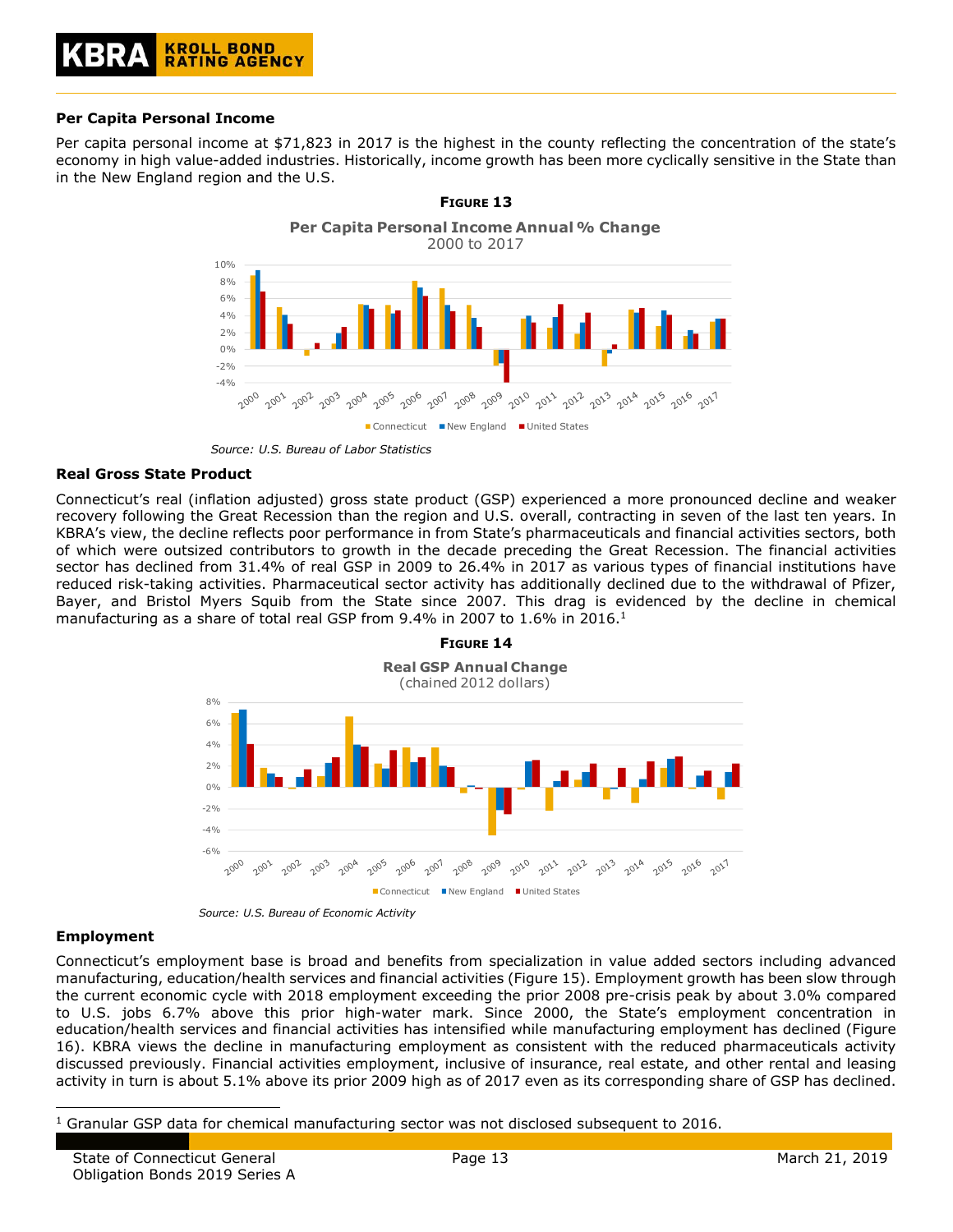### Per Capita Personal Income

Per capita personal income at $71,823 in 2017 is the highest in the county reflecting the concentration of the state's economy in high value-added industries. Historically, income growth has been more cyclically sensitive in the State than in the New England region and the U.S.

**FIGURE 13**

**Per Capita Personal Income Annual % Change**
2000 to 2017

*Source: U.S. Bureau of Labor Statistics*

### Real Gross State Product

Connecticut's real (inflation adjusted) gross state product (GSP) experienced a more pronounced decline and weaker recovery following the Great Recession than the region and U.S. overall, contracting in seven of the last ten years. In KBRA's view, the decline reflects poor performance in from State's pharmaceuticals and financial activities sectors, both of which were outsized contributors to growth in the decade preceding the Great Recession. The financial activities sector has declined from 31.4% of real GSP in 2009 to 26.4% in 2017 as various types of financial institutions have reduced risk-taking activities. Pharmaceutical sector activity has additionally declined due to the withdrawal of Pfizer, Bayer, and Bristol Myers Squib from the State since 2007. This drag is evidenced by the decline in chemical manufacturing as a share of total real GSP from 9.4% in 2007 to 1.6% in 2016.[1]

**FIGURE 14**

**Real GSP Annual Change**
(chained 2012 dollars)

*Source: U.S. Bureau of Economic Activity*

### Employment

Connecticut's employment base is broad and benefits from specialization in value added sectors including advanced manufacturing, education/health services and financial activities (Figure 15). Employment growth has been slow through the current economic cycle with 2018 employment exceeding the prior 2008 pre-crisis peak by about 3.0% compared to U.S. jobs 6.7% above this prior high-water mark. Since 2000, the State's employment concentration in education/health services and financial activities has intensified while manufacturing employment has declined (Figure 16). KBRA views the decline in manufacturing employment as consistent with the reduced pharmaceuticals activity discussed previously. Financial activities employment, inclusive of insurance, real estate, and other rental and leasing activity in turn is about 5.1% above its prior 2009 high as of 2017 even as its corresponding share of GSP has declined.

[1] Granular GSP data for chemical manufacturing sector was not disclosed subsequent to 2016.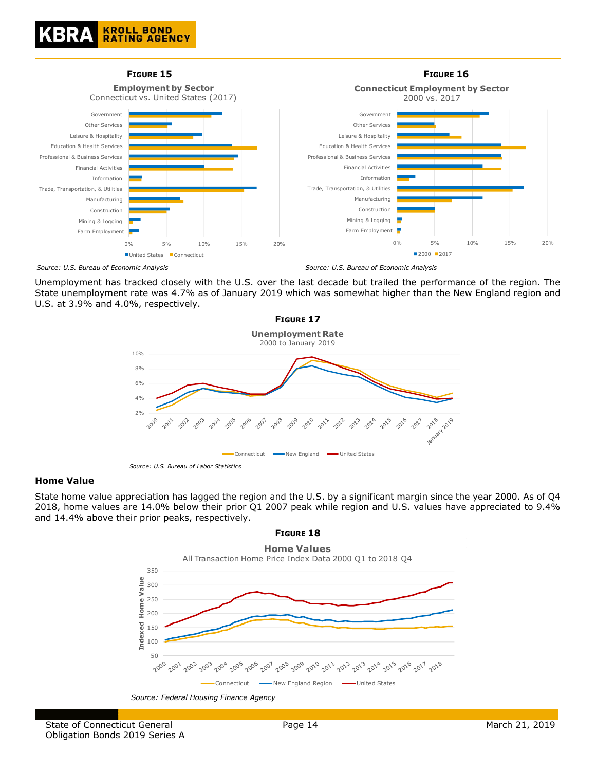**FIGURE 15**

**Employment by Sector**
Connecticut vs. United States (2017)

Source: U.S. Bureau of Economic Analysis

**FIGURE 16**

**Connecticut Employment by Sector**
2000 vs. 2017

Source: U.S. Bureau of Economic Analysis

Unemployment has tracked closely with the U.S. over the last decade but trailed the performance of the region. The State unemployment rate was 4.7% as of January 2019 which was somewhat higher than the New England region and U.S. at 3.9% and 4.0%, respectively.

**FIGURE 17**

**Unemployment Rate**
2000 to January 2019

Source: U.S. Bureau of Labor Statistics

## Home Value

State home value appreciation has lagged the region and the U.S. by a significant margin since the year 2000. As of Q4 2018, home values are 14.0% below their prior Q1 2007 peak while region and U.S. values have appreciated to 9.4% and 14.4% above their prior peaks, respectively.

**FIGURE 18**

**Home Values**
All Transaction Home Price Index Data 2000 Q1 to 2018 Q4

Source: Federal Housing Finance Agency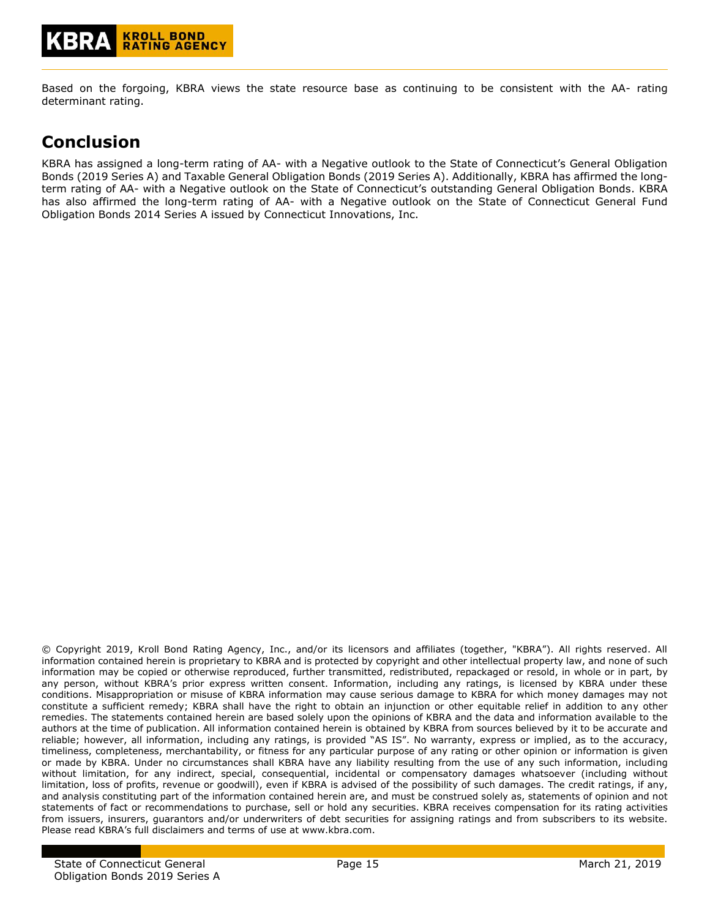Based on the forgoing, KBRA views the state resource base as continuing to be consistent with the AA- rating determinant rating.

## Conclusion

KBRA has assigned a long-term rating of AA- with a Negative outlook to the State of Connecticut's General Obligation Bonds (2019 Series A) and Taxable General Obligation Bonds (2019 Series A). Additionally, KBRA has affirmed the long-term rating of AA- with a Negative outlook on the State of Connecticut's outstanding General Obligation Bonds. KBRA has also affirmed the long-term rating of AA- with a Negative outlook on the State of Connecticut General Fund Obligation Bonds 2014 Series A issued by Connecticut Innovations, Inc.

© Copyright 2019, Kroll Bond Rating Agency, Inc., and/or its licensors and affiliates (together, "KBRA"). All rights reserved. All information contained herein is proprietary to KBRA and is protected by copyright and other intellectual property law, and none of such information may be copied or otherwise reproduced, further transmitted, redistributed, repackaged or resold, in whole or in part, by any person, without KBRA's prior express written consent. Information, including any ratings, is licensed by KBRA under these conditions. Misappropriation or misuse of KBRA information may cause serious damage to KBRA for which money damages may not constitute a sufficient remedy; KBRA shall have the right to obtain an injunction or other equitable relief in addition to any other remedies. The statements contained herein are based solely upon the opinions of KBRA and the data and information available to the authors at the time of publication. All information contained herein is obtained by KBRA from sources believed by it to be accurate and reliable; however, all information, including any ratings, is provided "AS IS". No warranty, express or implied, as to the accuracy, timeliness, completeness, merchantability, or fitness for any particular purpose of any rating or other opinion or information is given or made by KBRA. Under no circumstances shall KBRA have any liability resulting from the use of any such information, including without limitation, for any indirect, special, consequential, incidental or compensatory damages whatsoever (including without limitation, loss of profits, revenue or goodwill), even if KBRA is advised of the possibility of such damages. The credit ratings, if any, and analysis constituting part of the information contained herein are, and must be construed solely as, statements of opinion and not statements of fact or recommendations to purchase, sell or hold any securities. KBRA receives compensation for its rating activities from issuers, insurers, guarantors and/or underwriters of debt securities for assigning ratings and from subscribers to its website. Please read KBRA's full disclaimers and terms of use at www.kbra.com.